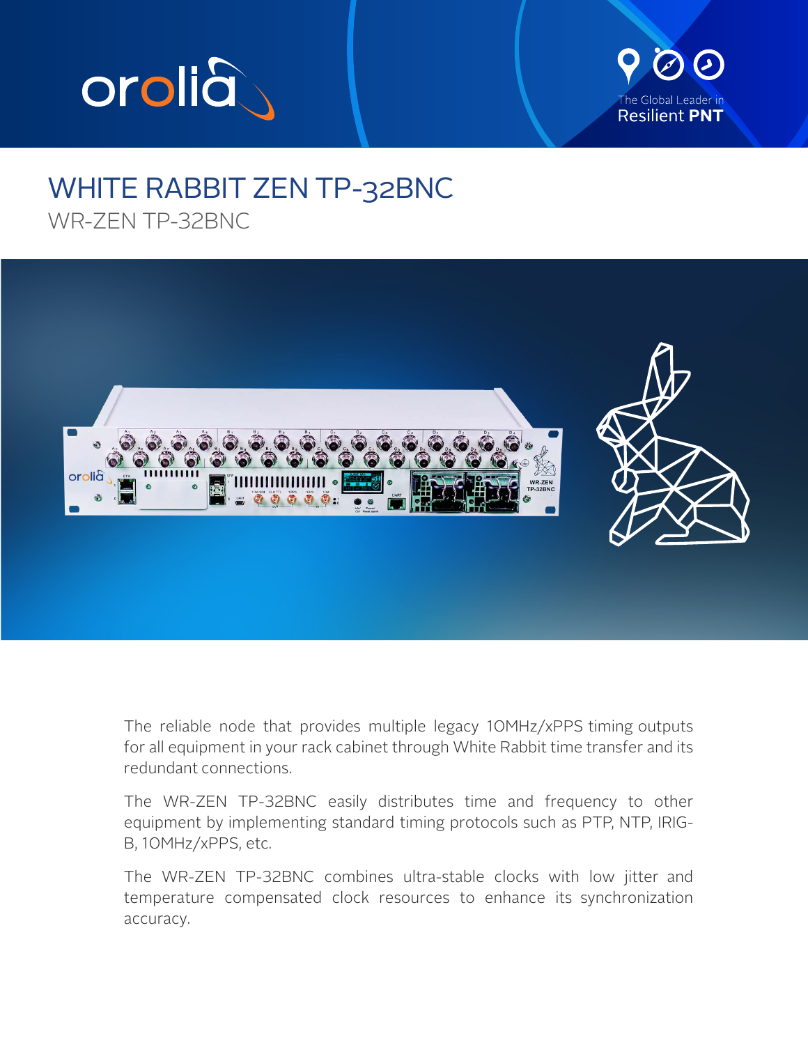# WHITE RABBIT ZEN TP-32BNC

## WR-ZEN TP-32BNC

The reliable node that provides multiple legacy 10MHz/xPPS timing outputs for all equipment in your rack cabinet through White Rabbit time transfer and its redundant connections.

The WR-ZEN TP-32BNC easily distributes time and frequency to other equipment by implementing standard timing protocols such as PTP, NTP, IRIG-B, 10MHz/xPPS, etc.

The WR-ZEN TP-32BNC combines ultra-stable clocks with low jitter and temperature compensated clock resources to enhance its synchronization accuracy.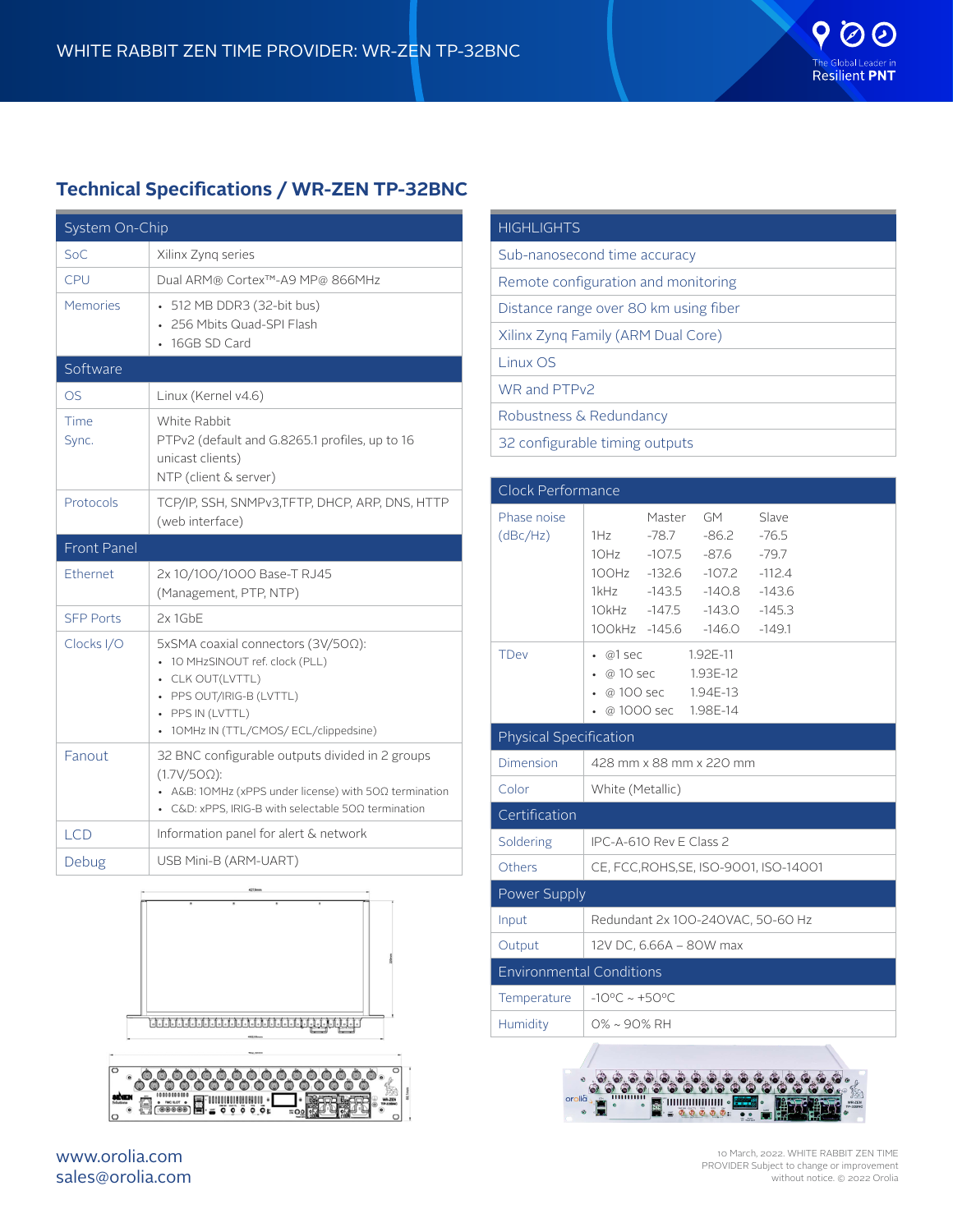## Technical Specifications / WR-ZEN TP-32BNC

| System On-Chip | |
|---|---|
| SoC | Xilinx Zynq series |
| CPU | Dual ARM® Cortex™-A9 MP@ 866MHz |
| Memories | • 512 MB DDR3 (32-bit bus)<br>• 256 Mbits Quad-SPI Flash<br>• 16GB SD Card |
| **Software** | |
| OS | Linux (Kernel v4.6) |
| Time Sync. | White Rabbit<br>PTPv2 (default and G.8265.1 profiles, up to 16 unicast clients)<br>NTP (client & server) |
| Protocols | TCP/IP, SSH, SNMPv3,TFTP, DHCP, ARP, DNS, HTTP (web interface) |
| **Front Panel** | |
| Ethernet | 2x 10/100/1000 Base-T RJ45 (Management, PTP, NTP) |
| SFP Ports | 2x 1GbE |
| Clocks I/O | 5xSMA coaxial connectors (3V/50Ω):<br>• 10 MHzSINOUT ref. clock (PLL)<br>• CLK OUT(LVTTL)<br>• PPS OUT/IRIG-B (LVTTL)<br>• PPS IN (LVTTL)<br>• 10MHz IN (TTL/CMOS/ ECL/clippedsine) |
| Fanout | 32 BNC configurable outputs divided in 2 groups (1.7V/50Ω):<br>• A&B: 10MHz (xPPS under license) with 50Ω termination<br>• C&D: xPPS, IRIG-B with selectable 50Ω termination |
| LCD | Information panel for alert & network |
| Debug | USB Mini-B (ARM-UART) |

| HIGHLIGHTS |
|---|
| Sub-nanosecond time accuracy |
| Remote configuration and monitoring |
| Distance range over 80 km using fiber |
| Xilinx Zynq Family (ARM Dual Core) |
| Linux OS |
| WR and PTPv2 |
| Robustness & Redundancy |
| 32 configurable timing outputs |

| Clock Performance | | | | |
|---|---|---|---|---|
| Phase noise (dBc/Hz) | | Master | GM | Slave |
| | 1Hz | -78.7 | -86.2 | -76.5 |
| | 10Hz | -107.5 | -87.6 | -79.7 |
| | 100Hz | -132.6 | -107.2 | -112.4 |
| | 1kHz | -143.5 | -140.8 | -143.6 |
| | 10kHz | -147.5 | -143.0 | -145.3 |
| | 100kHz | -145.6 | -146.0 | -149.1 |
| TDev | • @1 sec | 1.92E-11 | | |
| | • @ 10 sec | 1.93E-12 | | |
| | • @ 100 sec | 1.94E-13 | | |
| | • @ 1000 sec | 1.98E-14 | | |

| Physical Specification | |
|---|---|
| Dimension | 428 mm x 88 mm x 220 mm |
| Color | White (Metallic) |
| **Certification** | |
| Soldering | IPC-A-610 Rev E Class 2 |
| Others | CE, FCC,ROHS,SE, ISO-9001, ISO-14001 |
| **Power Supply** | |
| Input | Redundant 2x 100-240VAC, 50-60 Hz |
| Output | 12V DC, 6.66A – 80W max |
| **Environmental Conditions** | |
| Temperature | -10ºC ~ +50ºC |
| Humidity | 0% ~ 90% RH |

www.orolia.com
sales@orolia.com

10 March, 2022. WHITE RABBIT ZEN TIME PROVIDER Subject to change or improvement without notice. © 2022 Orolia